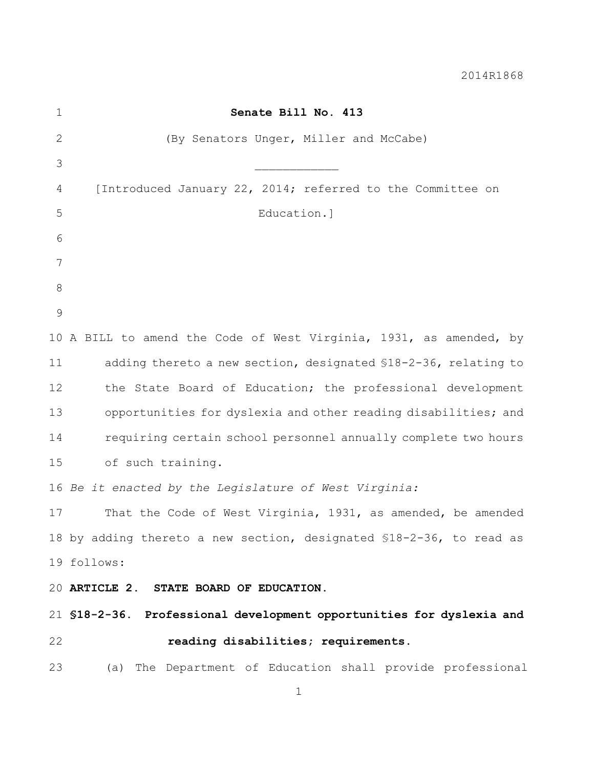2014R1868

**Senate Bill No. 413**

(By Senators Unger, Miller and McCabe)

\_\_\_\_\_\_\_\_\_\_\_\_

[Introduced January 22, 2014; referred to the Committee on Education.]

A BILL to amend the Code of West Virginia, 1931, as amended, by adding thereto a new section, designated §18-2-36, relating to the State Board of Education; the professional development opportunities for dyslexia and other reading disabilities; and requiring certain school personnel annually complete two hours of such training.

*Be it enacted by the Legislature of West Virginia:*

That the Code of West Virginia, 1931, as amended, be amended by adding thereto a new section, designated §18-2-36, to read as follows:

**ARTICLE 2. STATE BOARD OF EDUCATION.**

**§18-2-36. Professional development opportunities for dyslexia and reading disabilities; requirements.**

(a) The Department of Education shall provide professional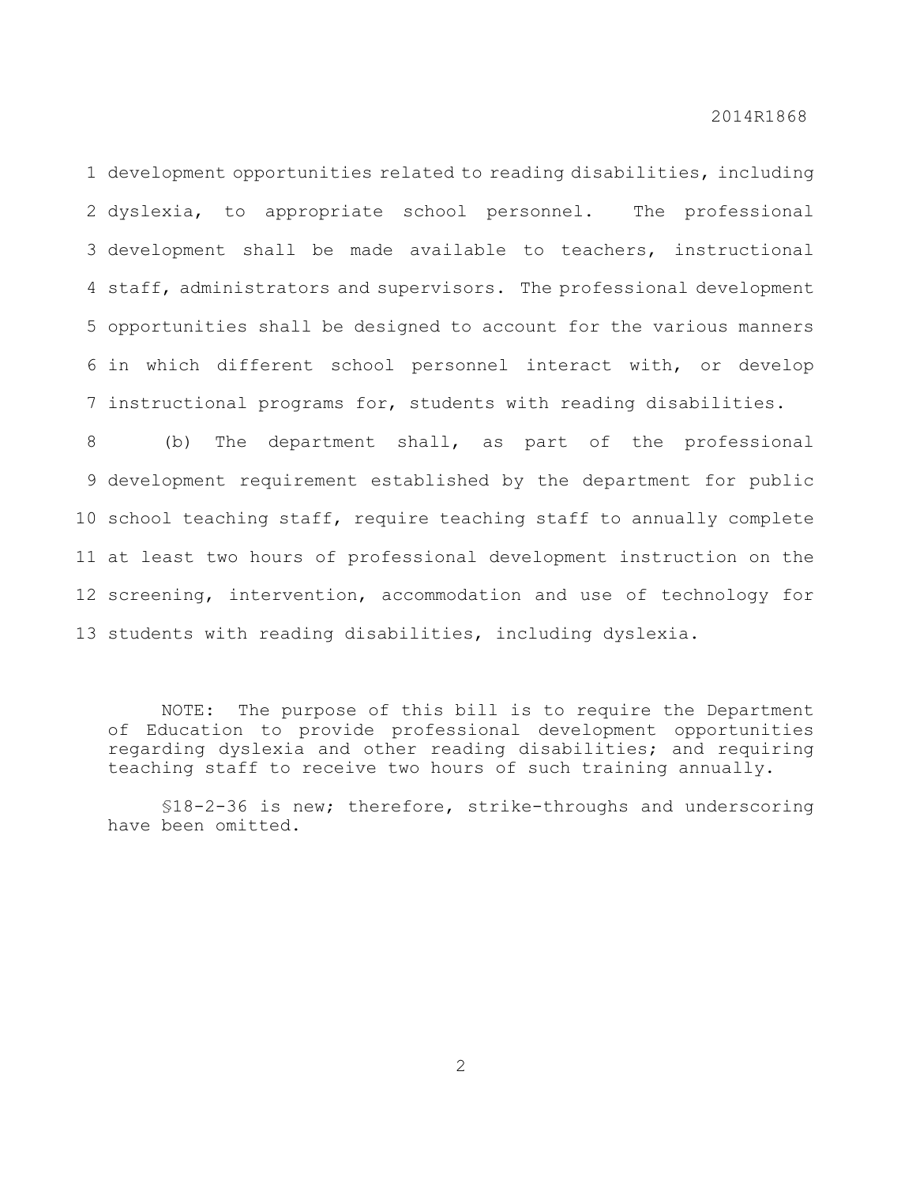development opportunities related to reading disabilities, including dyslexia, to appropriate school personnel. The professional development shall be made available to teachers, instructional staff, administrators and supervisors. The professional development opportunities shall be designed to account for the various manners in which different school personnel interact with, or develop instructional programs for, students with reading disabilities.

(b) The department shall, as part of the professional development requirement established by the department for public school teaching staff, require teaching staff to annually complete at least two hours of professional development instruction on the screening, intervention, accommodation and use of technology for students with reading disabilities, including dyslexia.

NOTE: The purpose of this bill is to require the Department of Education to provide professional development opportunities regarding dyslexia and other reading disabilities; and requiring teaching staff to receive two hours of such training annually.

§18-2-36 is new; therefore, strike-throughs and underscoring have been omitted.